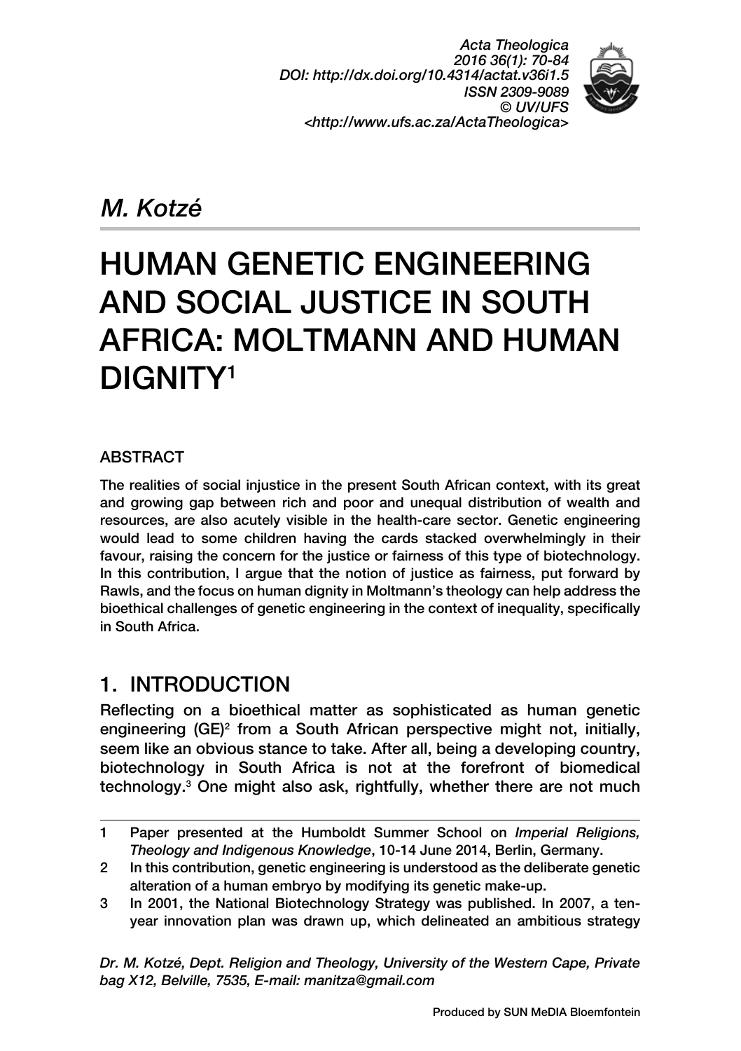*M. Kotzé*

# HUMAN GENETIC ENGINEERING AND SOCIAL JUSTICE IN SOUTH AFRICA: MOLTMANN AND HUMAN DIGNITY[1]

## ABSTRACT

The realities of social injustice in the present South African context, with its great and growing gap between rich and poor and unequal distribution of wealth and resources, are also acutely visible in the health-care sector. Genetic engineering would lead to some children having the cards stacked overwhelmingly in their favour, raising the concern for the justice or fairness of this type of biotechnology. In this contribution, I argue that the notion of justice as fairness, put forward by Rawls, and the focus on human dignity in Moltmann's theology can help address the bioethical challenges of genetic engineering in the context of inequality, specifically in South Africa.

## 1. INTRODUCTION

Reflecting on a bioethical matter as sophisticated as human genetic engineering (GE)[2] from a South African perspective might not, initially, seem like an obvious stance to take. After all, being a developing country, biotechnology in South Africa is not at the forefront of biomedical technology.[3] One might also ask, rightfully, whether there are not much

---

1 Paper presented at the Humboldt Summer School on *Imperial Religions, Theology and Indigenous Knowledge*, 10-14 June 2014, Berlin, Germany.

2 In this contribution, genetic engineering is understood as the deliberate genetic alteration of a human embryo by modifying its genetic make-up.

3 In 2001, the National Biotechnology Strategy was published. In 2007, a ten-year innovation plan was drawn up, which delineated an ambitious strategy

*Dr. M. Kotzé, Dept. Religion and Theology, University of the Western Cape, Private bag X12, Belville, 7535, E-mail: manitza@gmail.com*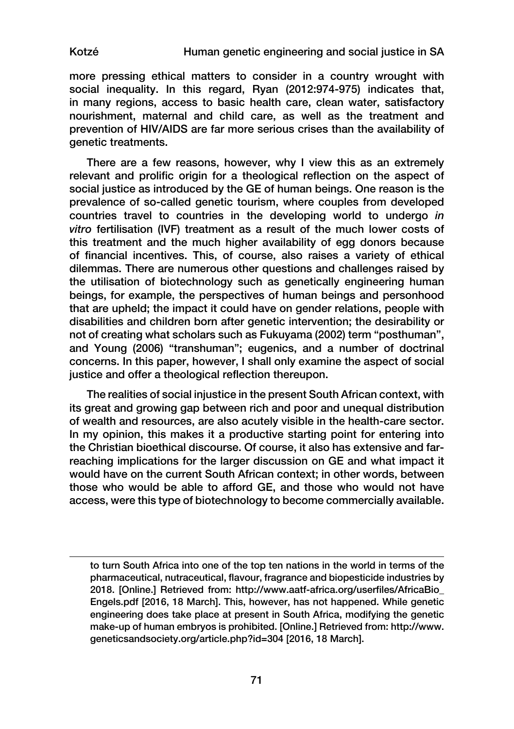more pressing ethical matters to consider in a country wrought with social inequality. In this regard, Ryan (2012:974-975) indicates that, in many regions, access to basic health care, clean water, satisfactory nourishment, maternal and child care, as well as the treatment and prevention of HIV/AIDS are far more serious crises than the availability of genetic treatments.

There are a few reasons, however, why I view this as an extremely relevant and prolific origin for a theological reflection on the aspect of social justice as introduced by the GE of human beings. One reason is the prevalence of so-called genetic tourism, where couples from developed countries travel to countries in the developing world to undergo *in vitro* fertilisation (IVF) treatment as a result of the much lower costs of this treatment and the much higher availability of egg donors because of financial incentives. This, of course, also raises a variety of ethical dilemmas. There are numerous other questions and challenges raised by the utilisation of biotechnology such as genetically engineering human beings, for example, the perspectives of human beings and personhood that are upheld; the impact it could have on gender relations, people with disabilities and children born after genetic intervention; the desirability or not of creating what scholars such as Fukuyama (2002) term "posthuman", and Young (2006) "transhuman"; eugenics, and a number of doctrinal concerns. In this paper, however, I shall only examine the aspect of social justice and offer a theological reflection thereupon.

The realities of social injustice in the present South African context, with its great and growing gap between rich and poor and unequal distribution of wealth and resources, are also acutely visible in the health-care sector. In my opinion, this makes it a productive starting point for entering into the Christian bioethical discourse. Of course, it also has extensive and far-reaching implications for the larger discussion on GE and what impact it would have on the current South African context; in other words, between those who would be able to afford GE, and those who would not have access, were this type of biotechnology to become commercially available.

---

to turn South Africa into one of the top ten nations in the world in terms of the pharmaceutical, nutraceutical, flavour, fragrance and biopesticide industries by 2018. [Online.] Retrieved from: http://www.aatf-africa.org/userfiles/AfricaBio_Engels.pdf [2016, 18 March]. This, however, has not happened. While genetic engineering does take place at present in South Africa, modifying the genetic make-up of human embryos is prohibited. [Online.] Retrieved from: http://www.geneticsandsociety.org/article.php?id=304 [2016, 18 March].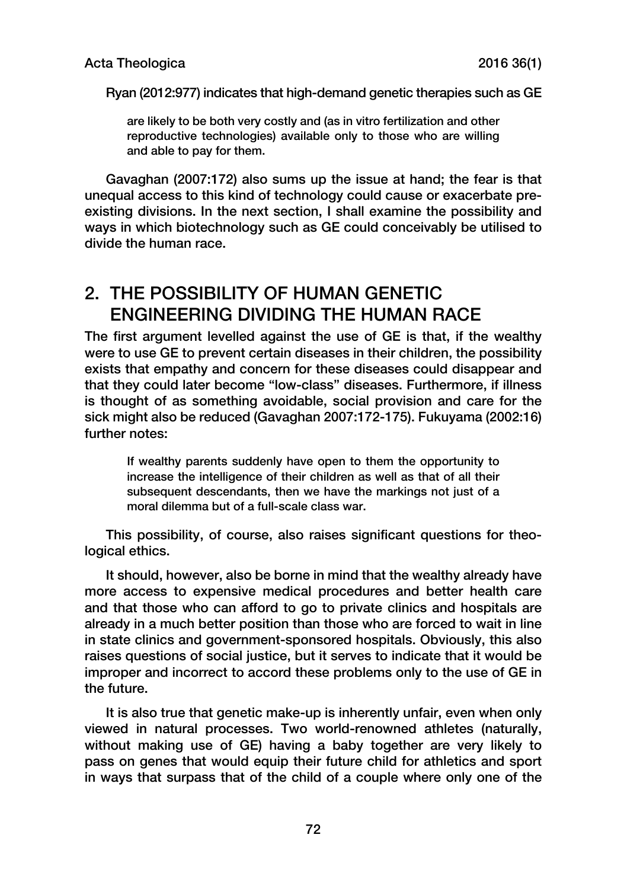Ryan (2012:977) indicates that high-demand genetic therapies such as GE

> are likely to be both very costly and (as in vitro fertilization and other reproductive technologies) available only to those who are willing and able to pay for them.

Gavaghan (2007:172) also sums up the issue at hand; the fear is that unequal access to this kind of technology could cause or exacerbate pre-existing divisions. In the next section, I shall examine the possibility and ways in which biotechnology such as GE could conceivably be utilised to divide the human race.

## 2. THE POSSIBILITY OF HUMAN GENETIC ENGINEERING DIVIDING THE HUMAN RACE

The first argument levelled against the use of GE is that, if the wealthy were to use GE to prevent certain diseases in their children, the possibility exists that empathy and concern for these diseases could disappear and that they could later become "low-class" diseases. Furthermore, if illness is thought of as something avoidable, social provision and care for the sick might also be reduced (Gavaghan 2007:172-175). Fukuyama (2002:16) further notes:

> If wealthy parents suddenly have open to them the opportunity to increase the intelligence of their children as well as that of all their subsequent descendants, then we have the markings not just of a moral dilemma but of a full-scale class war.

This possibility, of course, also raises significant questions for theological ethics.

It should, however, also be borne in mind that the wealthy already have more access to expensive medical procedures and better health care and that those who can afford to go to private clinics and hospitals are already in a much better position than those who are forced to wait in line in state clinics and government-sponsored hospitals. Obviously, this also raises questions of social justice, but it serves to indicate that it would be improper and incorrect to accord these problems only to the use of GE in the future.

It is also true that genetic make-up is inherently unfair, even when only viewed in natural processes. Two world-renowned athletes (naturally, without making use of GE) having a baby together are very likely to pass on genes that would equip their future child for athletics and sport in ways that surpass that of the child of a couple where only one of the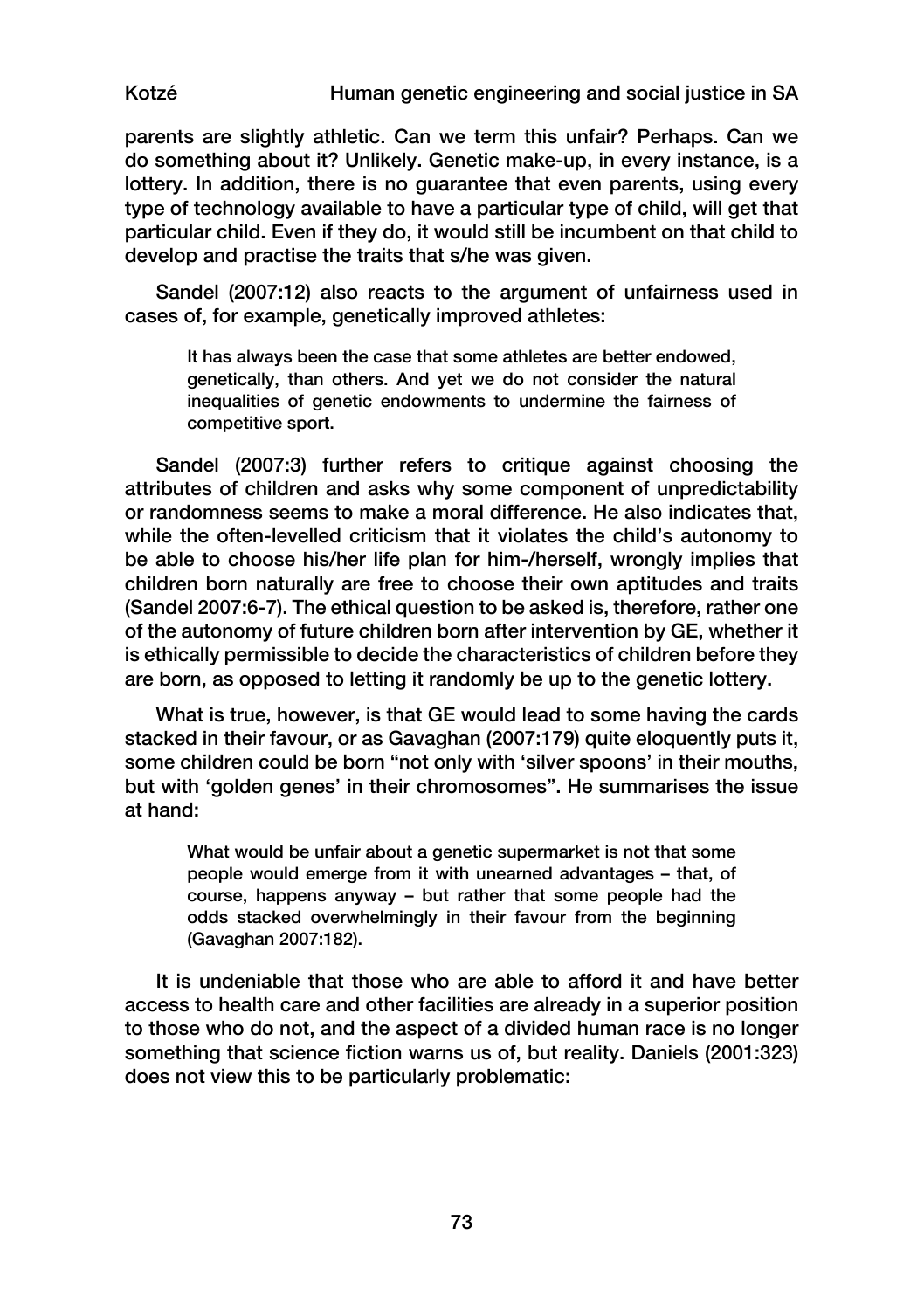parents are slightly athletic. Can we term this unfair? Perhaps. Can we do something about it? Unlikely. Genetic make-up, in every instance, is a lottery. In addition, there is no guarantee that even parents, using every type of technology available to have a particular type of child, will get that particular child. Even if they do, it would still be incumbent on that child to develop and practise the traits that s/he was given.

Sandel (2007:12) also reacts to the argument of unfairness used in cases of, for example, genetically improved athletes:

> It has always been the case that some athletes are better endowed, genetically, than others. And yet we do not consider the natural inequalities of genetic endowments to undermine the fairness of competitive sport.

Sandel (2007:3) further refers to critique against choosing the attributes of children and asks why some component of unpredictability or randomness seems to make a moral difference. He also indicates that, while the often-levelled criticism that it violates the child's autonomy to be able to choose his/her life plan for him-/herself, wrongly implies that children born naturally are free to choose their own aptitudes and traits (Sandel 2007:6-7). The ethical question to be asked is, therefore, rather one of the autonomy of future children born after intervention by GE, whether it is ethically permissible to decide the characteristics of children before they are born, as opposed to letting it randomly be up to the genetic lottery.

What is true, however, is that GE would lead to some having the cards stacked in their favour, or as Gavaghan (2007:179) quite eloquently puts it, some children could be born "not only with 'silver spoons' in their mouths, but with 'golden genes' in their chromosomes". He summarises the issue at hand:

> What would be unfair about a genetic supermarket is not that some people would emerge from it with unearned advantages – that, of course, happens anyway – but rather that some people had the odds stacked overwhelmingly in their favour from the beginning (Gavaghan 2007:182).

It is undeniable that those who are able to afford it and have better access to health care and other facilities are already in a superior position to those who do not, and the aspect of a divided human race is no longer something that science fiction warns us of, but reality. Daniels (2001:323) does not view this to be particularly problematic: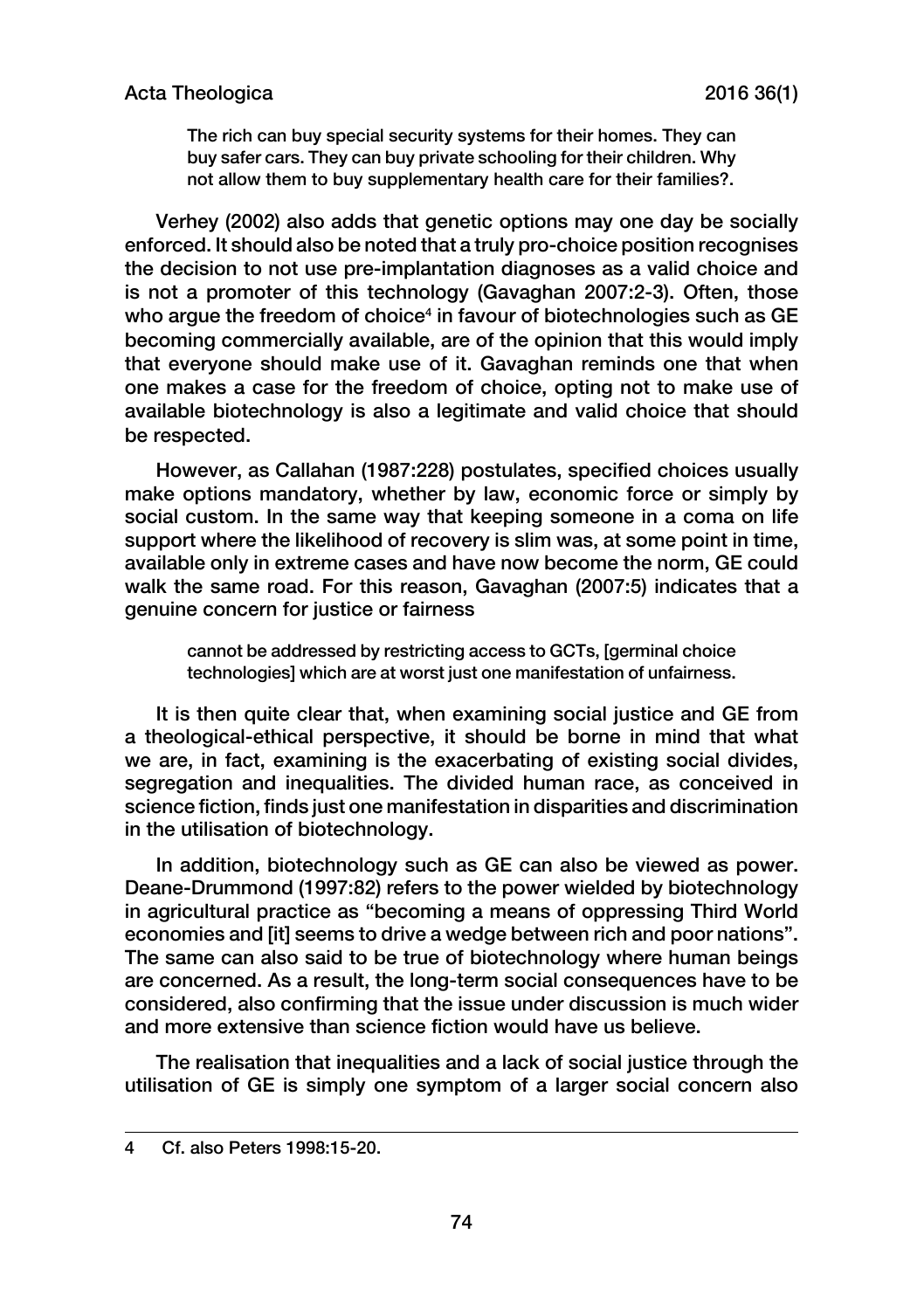> The rich can buy special security systems for their homes. They can buy safer cars. They can buy private schooling for their children. Why not allow them to buy supplementary health care for their families?.

Verhey (2002) also adds that genetic options may one day be socially enforced. It should also be noted that a truly pro-choice position recognises the decision to not use pre-implantation diagnoses as a valid choice and is not a promoter of this technology (Gavaghan 2007:2-3). Often, those who argue the freedom of choice[4] in favour of biotechnologies such as GE becoming commercially available, are of the opinion that this would imply that everyone should make use of it. Gavaghan reminds one that when one makes a case for the freedom of choice, opting not to make use of available biotechnology is also a legitimate and valid choice that should be respected.

However, as Callahan (1987:228) postulates, specified choices usually make options mandatory, whether by law, economic force or simply by social custom. In the same way that keeping someone in a coma on life support where the likelihood of recovery is slim was, at some point in time, available only in extreme cases and have now become the norm, GE could walk the same road. For this reason, Gavaghan (2007:5) indicates that a genuine concern for justice or fairness

> cannot be addressed by restricting access to GCTs, [germinal choice technologies] which are at worst just one manifestation of unfairness.

It is then quite clear that, when examining social justice and GE from a theological-ethical perspective, it should be borne in mind that what we are, in fact, examining is the exacerbating of existing social divides, segregation and inequalities. The divided human race, as conceived in science fiction, finds just one manifestation in disparities and discrimination in the utilisation of biotechnology.

In addition, biotechnology such as GE can also be viewed as power. Deane-Drummond (1997:82) refers to the power wielded by biotechnology in agricultural practice as "becoming a means of oppressing Third World economies and [it] seems to drive a wedge between rich and poor nations". The same can also said to be true of biotechnology where human beings are concerned. As a result, the long-term social consequences have to be considered, also confirming that the issue under discussion is much wider and more extensive than science fiction would have us believe.

The realisation that inequalities and a lack of social justice through the utilisation of GE is simply one symptom of a larger social concern also

4 Cf. also Peters 1998:15-20.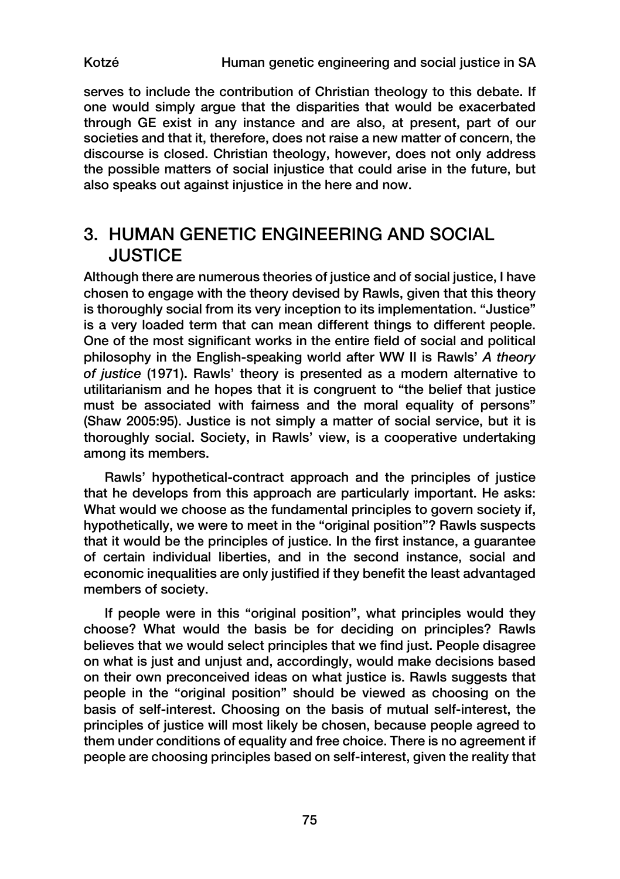serves to include the contribution of Christian theology to this debate. If one would simply argue that the disparities that would be exacerbated through GE exist in any instance and are also, at present, part of our societies and that it, therefore, does not raise a new matter of concern, the discourse is closed. Christian theology, however, does not only address the possible matters of social injustice that could arise in the future, but also speaks out against injustice in the here and now.

## 3. HUMAN GENETIC ENGINEERING AND SOCIAL JUSTICE

Although there are numerous theories of justice and of social justice, I have chosen to engage with the theory devised by Rawls, given that this theory is thoroughly social from its very inception to its implementation. "Justice" is a very loaded term that can mean different things to different people. One of the most significant works in the entire field of social and political philosophy in the English-speaking world after WW II is Rawls' *A theory of justice* (1971). Rawls' theory is presented as a modern alternative to utilitarianism and he hopes that it is congruent to "the belief that justice must be associated with fairness and the moral equality of persons" (Shaw 2005:95). Justice is not simply a matter of social service, but it is thoroughly social. Society, in Rawls' view, is a cooperative undertaking among its members.

Rawls' hypothetical-contract approach and the principles of justice that he develops from this approach are particularly important. He asks: What would we choose as the fundamental principles to govern society if, hypothetically, we were to meet in the "original position"? Rawls suspects that it would be the principles of justice. In the first instance, a guarantee of certain individual liberties, and in the second instance, social and economic inequalities are only justified if they benefit the least advantaged members of society.

If people were in this "original position", what principles would they choose? What would the basis be for deciding on principles? Rawls believes that we would select principles that we find just. People disagree on what is just and unjust and, accordingly, would make decisions based on their own preconceived ideas on what justice is. Rawls suggests that people in the "original position" should be viewed as choosing on the basis of self-interest. Choosing on the basis of mutual self-interest, the principles of justice will most likely be chosen, because people agreed to them under conditions of equality and free choice. There is no agreement if people are choosing principles based on self-interest, given the reality that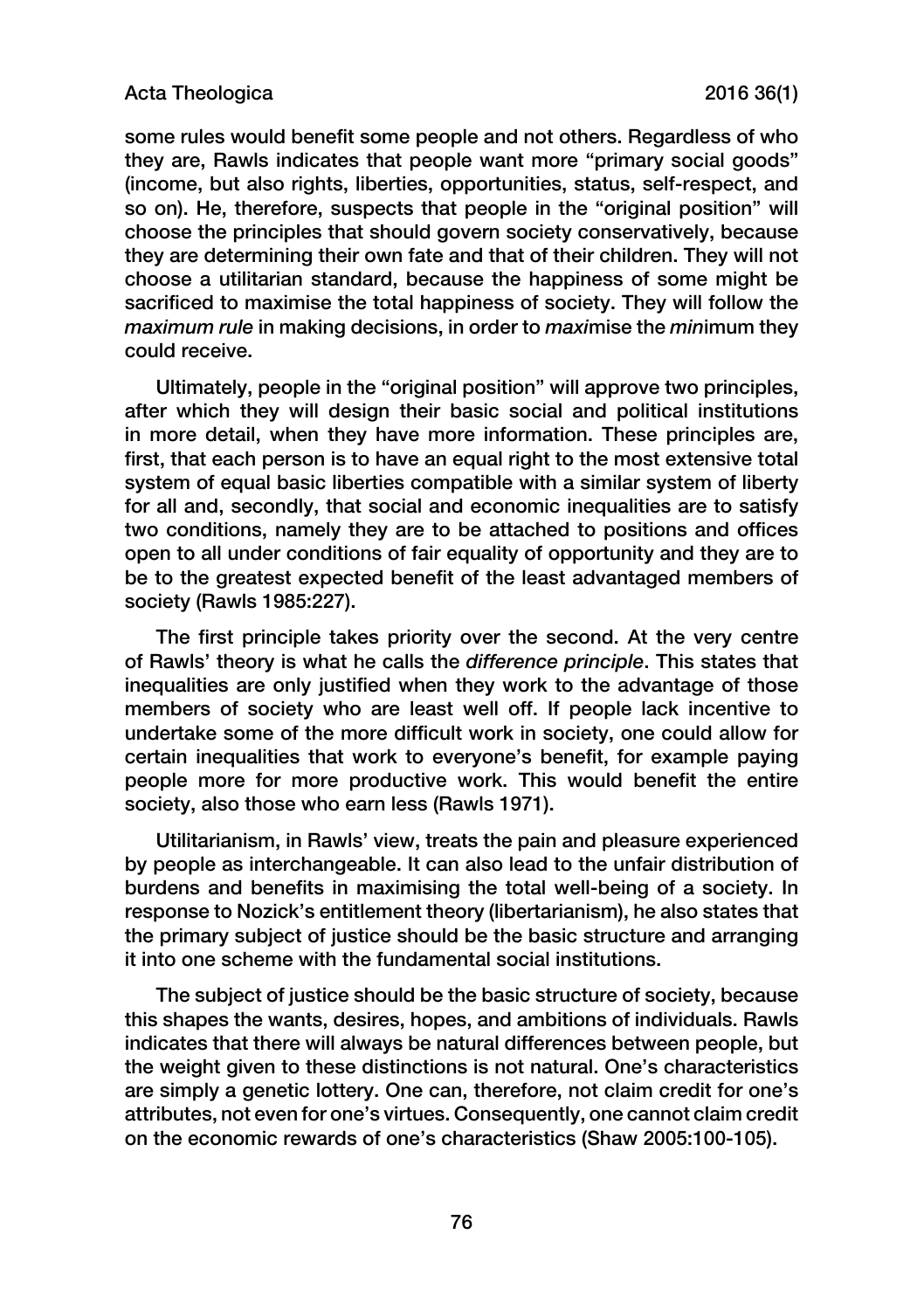some rules would benefit some people and not others. Regardless of who they are, Rawls indicates that people want more "primary social goods" (income, but also rights, liberties, opportunities, status, self-respect, and so on). He, therefore, suspects that people in the "original position" will choose the principles that should govern society conservatively, because they are determining their own fate and that of their children. They will not choose a utilitarian standard, because the happiness of some might be sacrificed to maximise the total happiness of society. They will follow the *maximum rule* in making decisions, in order to *maxi*mise the *min*imum they could receive.

Ultimately, people in the "original position" will approve two principles, after which they will design their basic social and political institutions in more detail, when they have more information. These principles are, first, that each person is to have an equal right to the most extensive total system of equal basic liberties compatible with a similar system of liberty for all and, secondly, that social and economic inequalities are to satisfy two conditions, namely they are to be attached to positions and offices open to all under conditions of fair equality of opportunity and they are to be to the greatest expected benefit of the least advantaged members of society (Rawls 1985:227).

The first principle takes priority over the second. At the very centre of Rawls' theory is what he calls the *difference principle*. This states that inequalities are only justified when they work to the advantage of those members of society who are least well off. If people lack incentive to undertake some of the more difficult work in society, one could allow for certain inequalities that work to everyone's benefit, for example paying people more for more productive work. This would benefit the entire society, also those who earn less (Rawls 1971).

Utilitarianism, in Rawls' view, treats the pain and pleasure experienced by people as interchangeable. It can also lead to the unfair distribution of burdens and benefits in maximising the total well-being of a society. In response to Nozick's entitlement theory (libertarianism), he also states that the primary subject of justice should be the basic structure and arranging it into one scheme with the fundamental social institutions.

The subject of justice should be the basic structure of society, because this shapes the wants, desires, hopes, and ambitions of individuals. Rawls indicates that there will always be natural differences between people, but the weight given to these distinctions is not natural. One's characteristics are simply a genetic lottery. One can, therefore, not claim credit for one's attributes, not even for one's virtues. Consequently, one cannot claim credit on the economic rewards of one's characteristics (Shaw 2005:100-105).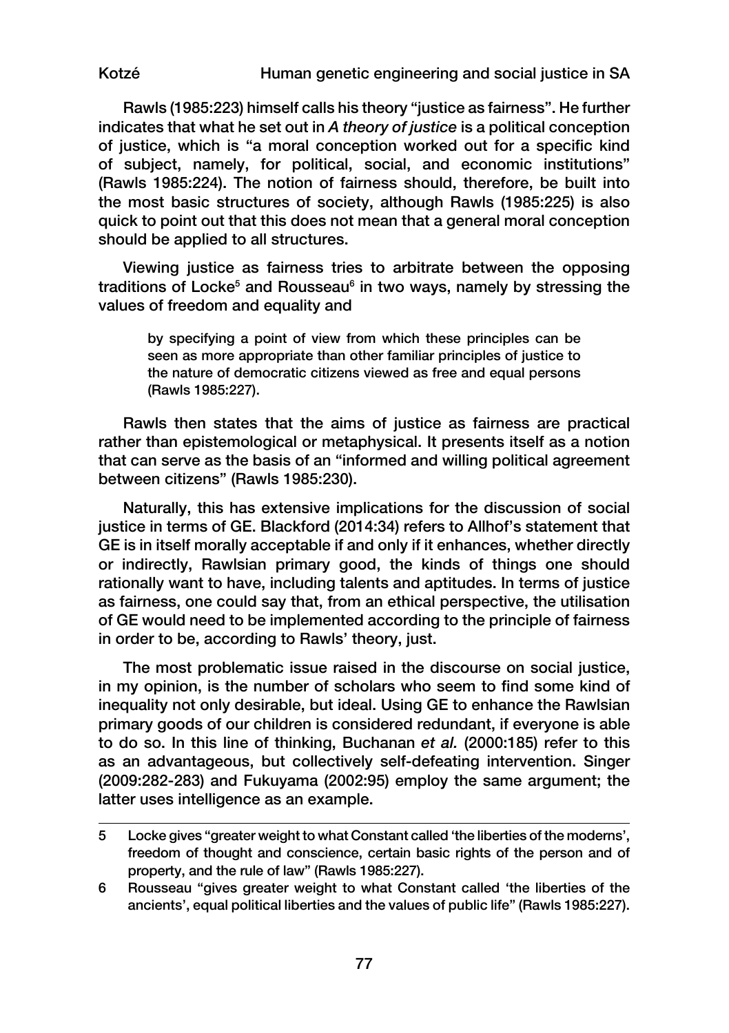Rawls (1985:223) himself calls his theory "justice as fairness". He further indicates that what he set out in *A theory of justice* is a political conception of justice, which is "a moral conception worked out for a specific kind of subject, namely, for political, social, and economic institutions" (Rawls 1985:224). The notion of fairness should, therefore, be built into the most basic structures of society, although Rawls (1985:225) is also quick to point out that this does not mean that a general moral conception should be applied to all structures.

Viewing justice as fairness tries to arbitrate between the opposing traditions of Locke[5] and Rousseau[6] in two ways, namely by stressing the values of freedom and equality and

> by specifying a point of view from which these principles can be seen as more appropriate than other familiar principles of justice to the nature of democratic citizens viewed as free and equal persons (Rawls 1985:227).

Rawls then states that the aims of justice as fairness are practical rather than epistemological or metaphysical. It presents itself as a notion that can serve as the basis of an "informed and willing political agreement between citizens" (Rawls 1985:230).

Naturally, this has extensive implications for the discussion of social justice in terms of GE. Blackford (2014:34) refers to Allhof's statement that GE is in itself morally acceptable if and only if it enhances, whether directly or indirectly, Rawlsian primary good, the kinds of things one should rationally want to have, including talents and aptitudes. In terms of justice as fairness, one could say that, from an ethical perspective, the utilisation of GE would need to be implemented according to the principle of fairness in order to be, according to Rawls' theory, just.

The most problematic issue raised in the discourse on social justice, in my opinion, is the number of scholars who seem to find some kind of inequality not only desirable, but ideal. Using GE to enhance the Rawlsian primary goods of our children is considered redundant, if everyone is able to do so. In this line of thinking, Buchanan *et al.* (2000:185) refer to this as an advantageous, but collectively self-defeating intervention. Singer (2009:282-283) and Fukuyama (2002:95) employ the same argument; the latter uses intelligence as an example.

---

5 Locke gives "greater weight to what Constant called 'the liberties of the moderns', freedom of thought and conscience, certain basic rights of the person and of property, and the rule of law" (Rawls 1985:227).

6 Rousseau "gives greater weight to what Constant called 'the liberties of the ancients', equal political liberties and the values of public life" (Rawls 1985:227).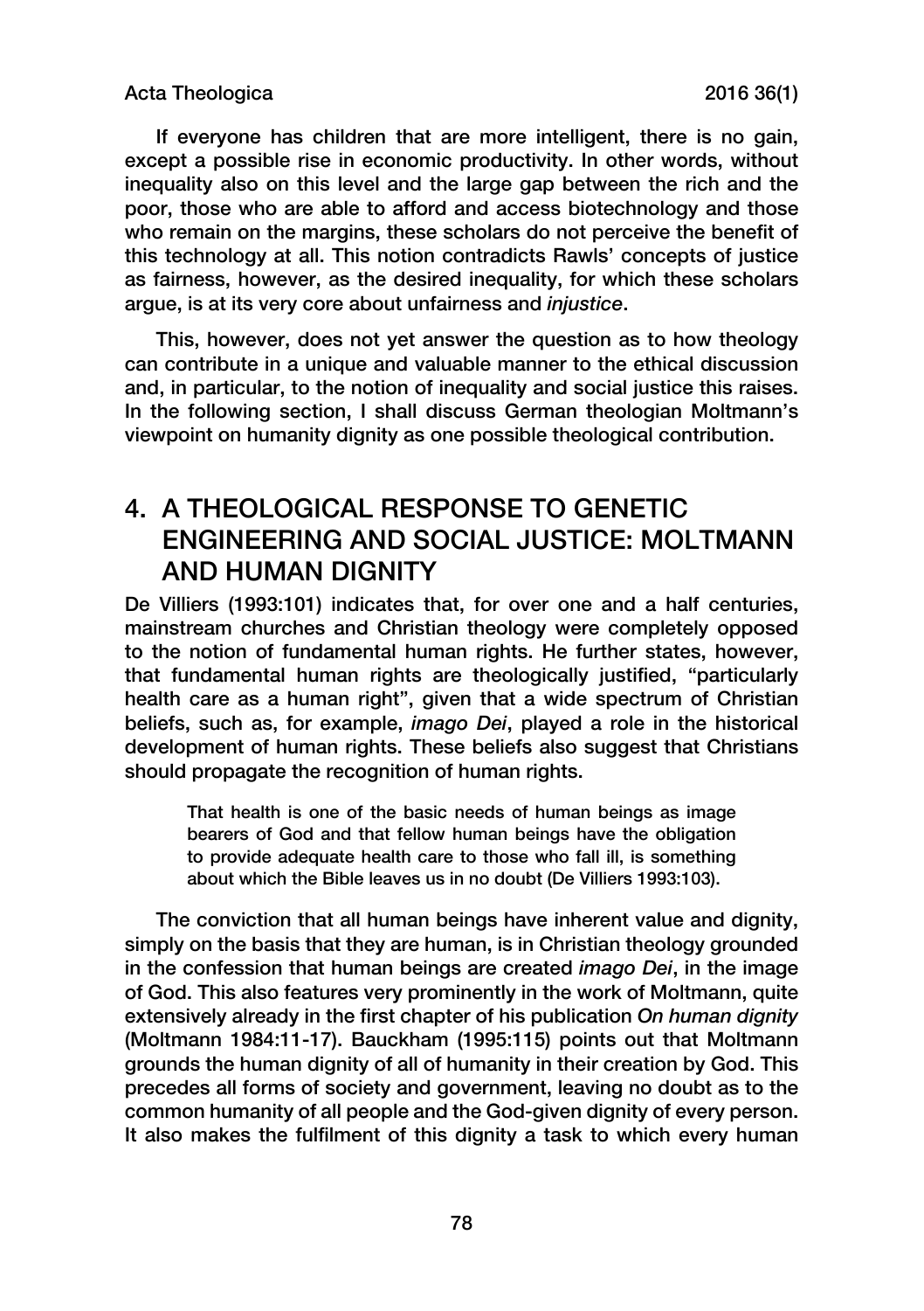If everyone has children that are more intelligent, there is no gain, except a possible rise in economic productivity. In other words, without inequality also on this level and the large gap between the rich and the poor, those who are able to afford and access biotechnology and those who remain on the margins, these scholars do not perceive the benefit of this technology at all. This notion contradicts Rawls' concepts of justice as fairness, however, as the desired inequality, for which these scholars argue, is at its very core about unfairness and *injustice*.

This, however, does not yet answer the question as to how theology can contribute in a unique and valuable manner to the ethical discussion and, in particular, to the notion of inequality and social justice this raises. In the following section, I shall discuss German theologian Moltmann's viewpoint on humanity dignity as one possible theological contribution.

## 4. A THEOLOGICAL RESPONSE TO GENETIC ENGINEERING AND SOCIAL JUSTICE: MOLTMANN AND HUMAN DIGNITY

De Villiers (1993:101) indicates that, for over one and a half centuries, mainstream churches and Christian theology were completely opposed to the notion of fundamental human rights. He further states, however, that fundamental human rights are theologically justified, "particularly health care as a human right", given that a wide spectrum of Christian beliefs, such as, for example, *imago Dei*, played a role in the historical development of human rights. These beliefs also suggest that Christians should propagate the recognition of human rights.

> That health is one of the basic needs of human beings as image bearers of God and that fellow human beings have the obligation to provide adequate health care to those who fall ill, is something about which the Bible leaves us in no doubt (De Villiers 1993:103).

The conviction that all human beings have inherent value and dignity, simply on the basis that they are human, is in Christian theology grounded in the confession that human beings are created *imago Dei*, in the image of God. This also features very prominently in the work of Moltmann, quite extensively already in the first chapter of his publication *On human dignity* (Moltmann 1984:11-17). Bauckham (1995:115) points out that Moltmann grounds the human dignity of all of humanity in their creation by God. This precedes all forms of society and government, leaving no doubt as to the common humanity of all people and the God-given dignity of every person. It also makes the fulfilment of this dignity a task to which every human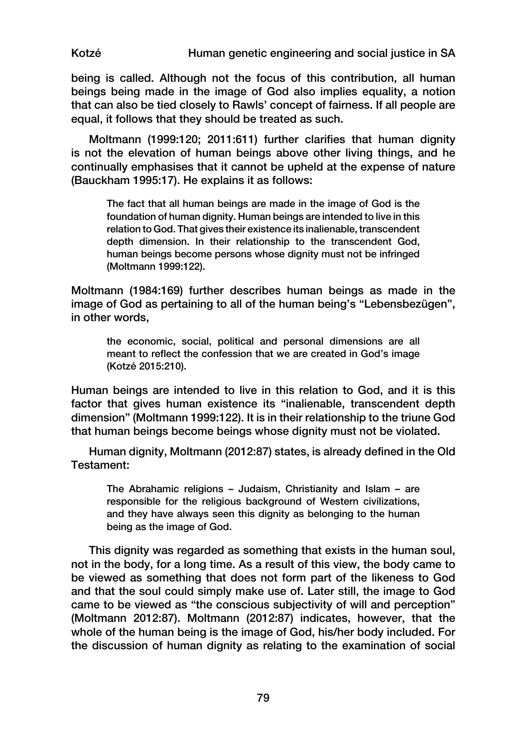being is called. Although not the focus of this contribution, all human beings being made in the image of God also implies equality, a notion that can also be tied closely to Rawls' concept of fairness. If all people are equal, it follows that they should be treated as such.

Moltmann (1999:120; 2011:611) further clarifies that human dignity is not the elevation of human beings above other living things, and he continually emphasises that it cannot be upheld at the expense of nature (Bauckham 1995:17). He explains it as follows:

> The fact that all human beings are made in the image of God is the foundation of human dignity. Human beings are intended to live in this relation to God. That gives their existence its inalienable, transcendent depth dimension. In their relationship to the transcendent God, human beings become persons whose dignity must not be infringed (Moltmann 1999:122).

Moltmann (1984:169) further describes human beings as made in the image of God as pertaining to all of the human being's "Lebensbezügen", in other words,

> the economic, social, political and personal dimensions are all meant to reflect the confession that we are created in God's image (Kotzé 2015:210).

Human beings are intended to live in this relation to God, and it is this factor that gives human existence its "inalienable, transcendent depth dimension" (Moltmann 1999:122). It is in their relationship to the triune God that human beings become beings whose dignity must not be violated.

Human dignity, Moltmann (2012:87) states, is already defined in the Old Testament:

> The Abrahamic religions – Judaism, Christianity and Islam – are responsible for the religious background of Western civilizations, and they have always seen this dignity as belonging to the human being as the image of God.

This dignity was regarded as something that exists in the human soul, not in the body, for a long time. As a result of this view, the body came to be viewed as something that does not form part of the likeness to God and that the soul could simply make use of. Later still, the image to God came to be viewed as "the conscious subjectivity of will and perception" (Moltmann 2012:87). Moltmann (2012:87) indicates, however, that the whole of the human being is the image of God, his/her body included. For the discussion of human dignity as relating to the examination of social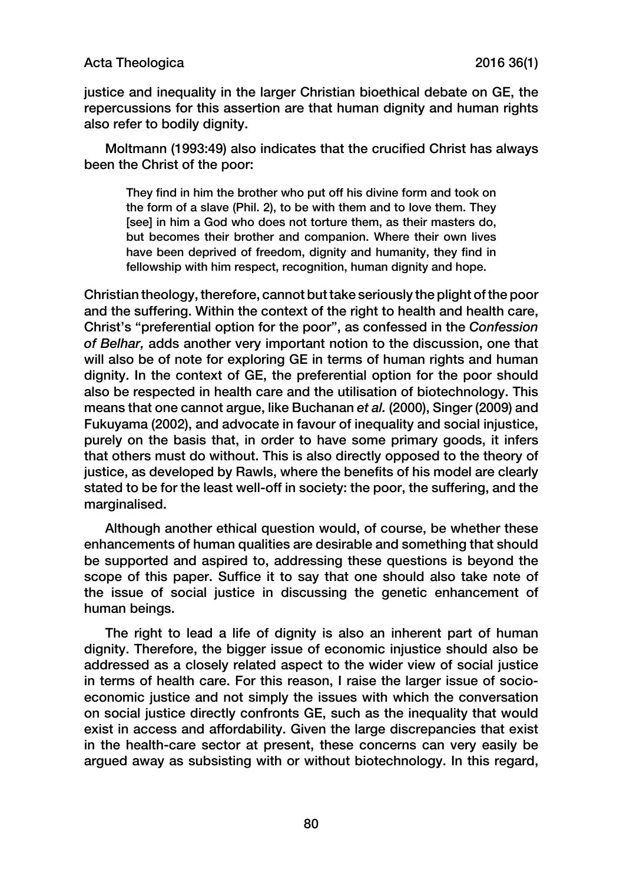justice and inequality in the larger Christian bioethical debate on GE, the repercussions for this assertion are that human dignity and human rights also refer to bodily dignity.

Moltmann (1993:49) also indicates that the crucified Christ has always been the Christ of the poor:

> They find in him the brother who put off his divine form and took on the form of a slave (Phil. 2), to be with them and to love them. They [see] in him a God who does not torture them, as their masters do, but becomes their brother and companion. Where their own lives have been deprived of freedom, dignity and humanity, they find in fellowship with him respect, recognition, human dignity and hope.

Christian theology, therefore, cannot but take seriously the plight of the poor and the suffering. Within the context of the right to health and health care, Christ's "preferential option for the poor", as confessed in the *Confession of Belhar,* adds another very important notion to the discussion, one that will also be of note for exploring GE in terms of human rights and human dignity. In the context of GE, the preferential option for the poor should also be respected in health care and the utilisation of biotechnology. This means that one cannot argue, like Buchanan *et al.* (2000), Singer (2009) and Fukuyama (2002), and advocate in favour of inequality and social injustice, purely on the basis that, in order to have some primary goods, it infers that others must do without. This is also directly opposed to the theory of justice, as developed by Rawls, where the benefits of his model are clearly stated to be for the least well-off in society: the poor, the suffering, and the marginalised.

Although another ethical question would, of course, be whether these enhancements of human qualities are desirable and something that should be supported and aspired to, addressing these questions is beyond the scope of this paper. Suffice it to say that one should also take note of the issue of social justice in discussing the genetic enhancement of human beings.

The right to lead a life of dignity is also an inherent part of human dignity. Therefore, the bigger issue of economic injustice should also be addressed as a closely related aspect to the wider view of social justice in terms of health care. For this reason, I raise the larger issue of socio-economic justice and not simply the issues with which the conversation on social justice directly confronts GE, such as the inequality that would exist in access and affordability. Given the large discrepancies that exist in the health-care sector at present, these concerns can very easily be argued away as subsisting with or without biotechnology. In this regard,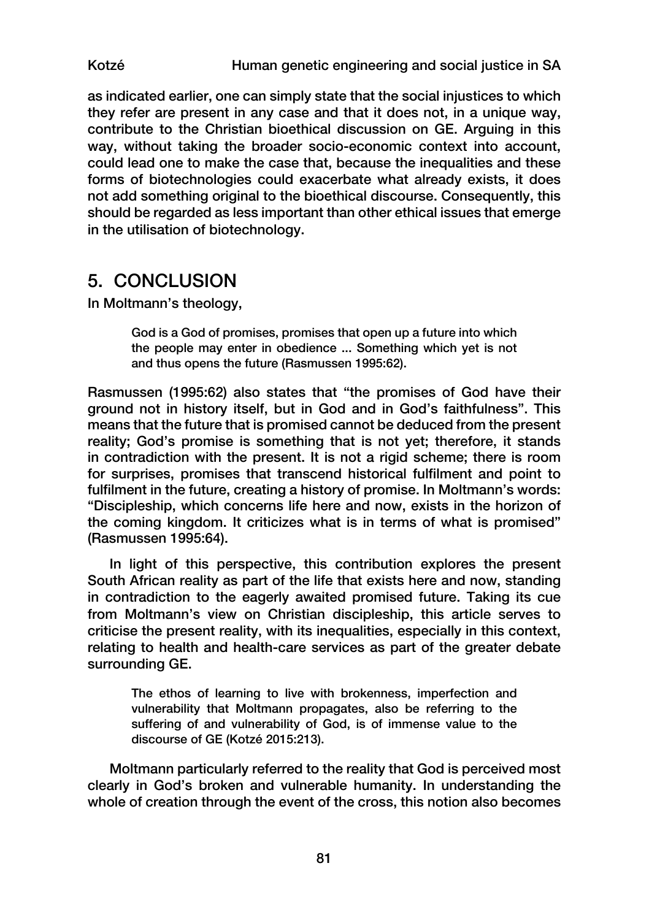as indicated earlier, one can simply state that the social injustices to which they refer are present in any case and that it does not, in a unique way, contribute to the Christian bioethical discussion on GE. Arguing in this way, without taking the broader socio-economic context into account, could lead one to make the case that, because the inequalities and these forms of biotechnologies could exacerbate what already exists, it does not add something original to the bioethical discourse. Consequently, this should be regarded as less important than other ethical issues that emerge in the utilisation of biotechnology.

## 5. CONCLUSION

In Moltmann's theology,

> God is a God of promises, promises that open up a future into which the people may enter in obedience ... Something which yet is not and thus opens the future (Rasmussen 1995:62).

Rasmussen (1995:62) also states that "the promises of God have their ground not in history itself, but in God and in God's faithfulness". This means that the future that is promised cannot be deduced from the present reality; God's promise is something that is not yet; therefore, it stands in contradiction with the present. It is not a rigid scheme; there is room for surprises, promises that transcend historical fulfilment and point to fulfilment in the future, creating a history of promise. In Moltmann's words: "Discipleship, which concerns life here and now, exists in the horizon of the coming kingdom. It criticizes what is in terms of what is promised" (Rasmussen 1995:64).

In light of this perspective, this contribution explores the present South African reality as part of the life that exists here and now, standing in contradiction to the eagerly awaited promised future. Taking its cue from Moltmann's view on Christian discipleship, this article serves to criticise the present reality, with its inequalities, especially in this context, relating to health and health-care services as part of the greater debate surrounding GE.

> The ethos of learning to live with brokenness, imperfection and vulnerability that Moltmann propagates, also be referring to the suffering of and vulnerability of God, is of immense value to the discourse of GE (Kotzé 2015:213).

Moltmann particularly referred to the reality that God is perceived most clearly in God's broken and vulnerable humanity. In understanding the whole of creation through the event of the cross, this notion also becomes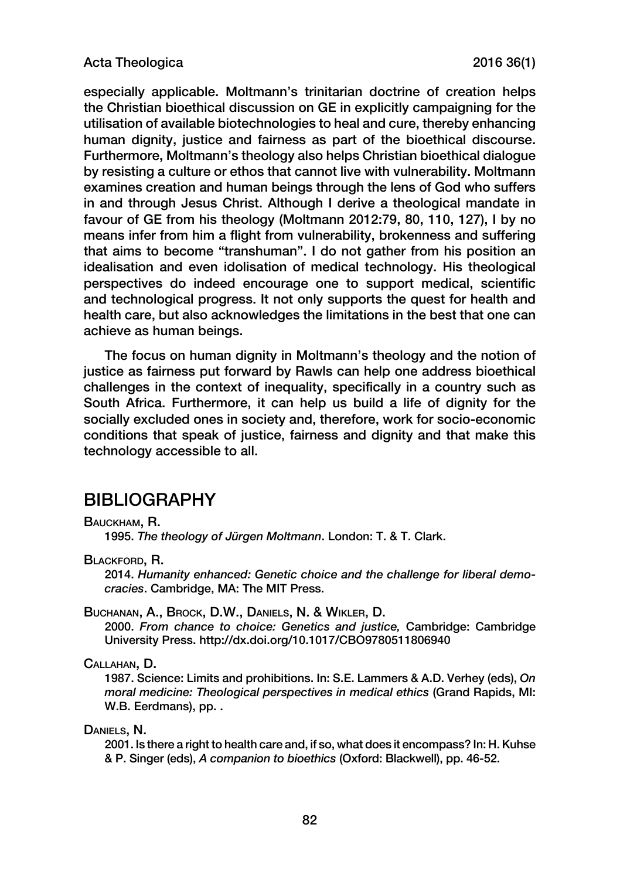especially applicable. Moltmann's trinitarian doctrine of creation helps the Christian bioethical discussion on GE in explicitly campaigning for the utilisation of available biotechnologies to heal and cure, thereby enhancing human dignity, justice and fairness as part of the bioethical discourse. Furthermore, Moltmann's theology also helps Christian bioethical dialogue by resisting a culture or ethos that cannot live with vulnerability. Moltmann examines creation and human beings through the lens of God who suffers in and through Jesus Christ. Although I derive a theological mandate in favour of GE from his theology (Moltmann 2012:79, 80, 110, 127), I by no means infer from him a flight from vulnerability, brokenness and suffering that aims to become "transhuman". I do not gather from his position an idealisation and even idolisation of medical technology. His theological perspectives do indeed encourage one to support medical, scientific and technological progress. It not only supports the quest for health and health care, but also acknowledges the limitations in the best that one can achieve as human beings.

The focus on human dignity in Moltmann's theology and the notion of justice as fairness put forward by Rawls can help one address bioethical challenges in the context of inequality, specifically in a country such as South Africa. Furthermore, it can help us build a life of dignity for the socially excluded ones in society and, therefore, work for socio-economic conditions that speak of justice, fairness and dignity and that make this technology accessible to all.

# BIBLIOGRAPHY

Bauckham, R.

1995. *The theology of Jürgen Moltmann*. London: T. & T. Clark.

Blackford, R.

2014. *Humanity enhanced: Genetic choice and the challenge for liberal democracies*. Cambridge, MA: The MIT Press.

Buchanan, A., Brock, D.W., Daniels, N. & Wikler, D.

2000. *From chance to choice: Genetics and justice,* Cambridge: Cambridge University Press. http://dx.doi.org/10.1017/CBO9780511806940

Callahan, D.

1987. Science: Limits and prohibitions. In: S.E. Lammers & A.D. Verhey (eds), *On moral medicine: Theological perspectives in medical ethics* (Grand Rapids, MI: W.B. Eerdmans), pp. .

Daniels, N.

2001. Is there a right to health care and, if so, what does it encompass? In: H. Kuhse & P. Singer (eds), *A companion to bioethics* (Oxford: Blackwell), pp. 46-52.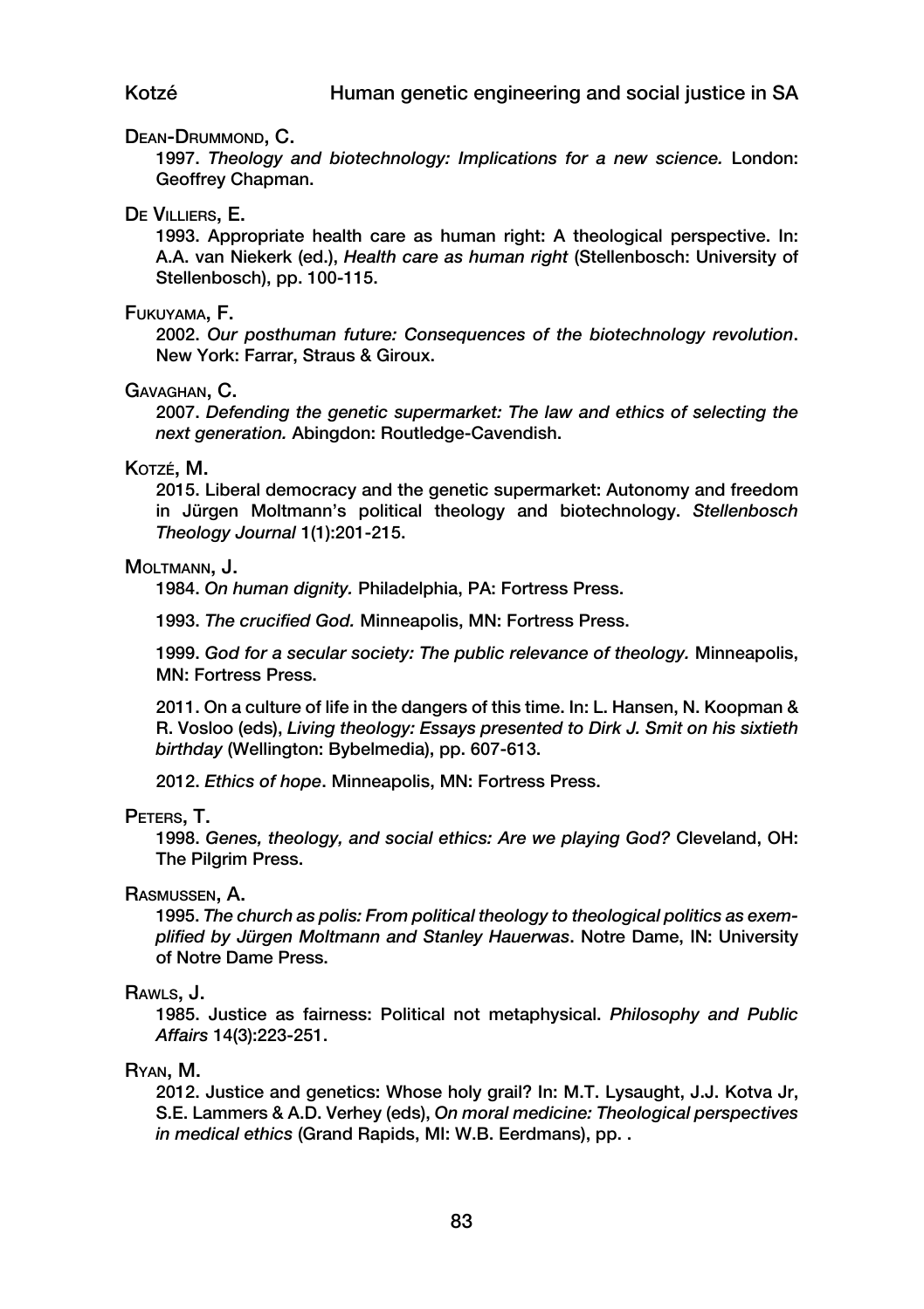Dean-Drummond, C.

1997. *Theology and biotechnology: Implications for a new science.* London: Geoffrey Chapman.

De Villiers, E.

1993. Appropriate health care as human right: A theological perspective. In: A.A. van Niekerk (ed.), *Health care as human right* (Stellenbosch: University of Stellenbosch), pp. 100-115.

Fukuyama, F.

2002. *Our posthuman future: Consequences of the biotechnology revolution*. New York: Farrar, Straus & Giroux.

Gavaghan, C.

2007. *Defending the genetic supermarket: The law and ethics of selecting the next generation.* Abingdon: Routledge-Cavendish.

Kotzé, M.

2015. Liberal democracy and the genetic supermarket: Autonomy and freedom in Jürgen Moltmann's political theology and biotechnology. *Stellenbosch Theology Journal* 1(1):201-215.

Moltmann, J.

1984. *On human dignity.* Philadelphia, PA: Fortress Press.

1993. *The crucified God.* Minneapolis, MN: Fortress Press.

1999. *God for a secular society: The public relevance of theology.* Minneapolis, MN: Fortress Press.

2011. On a culture of life in the dangers of this time. In: L. Hansen, N. Koopman & R. Vosloo (eds), *Living theology: Essays presented to Dirk J. Smit on his sixtieth birthday* (Wellington: Bybelmedia), pp. 607-613.

2012. *Ethics of hope*. Minneapolis, MN: Fortress Press.

Peters, T.

1998. *Genes, theology, and social ethics: Are we playing God?* Cleveland, OH: The Pilgrim Press.

Rasmussen, A.

1995. *The church as polis: From political theology to theological politics as exemplified by Jürgen Moltmann and Stanley Hauerwas*. Notre Dame, IN: University of Notre Dame Press.

Rawls, J.

1985. Justice as fairness: Political not metaphysical. *Philosophy and Public Affairs* 14(3):223-251.

Ryan, M.

2012. Justice and genetics: Whose holy grail? In: M.T. Lysaught, J.J. Kotva Jr, S.E. Lammers & A.D. Verhey (eds), *On moral medicine: Theological perspectives in medical ethics* (Grand Rapids, MI: W.B. Eerdmans), pp. .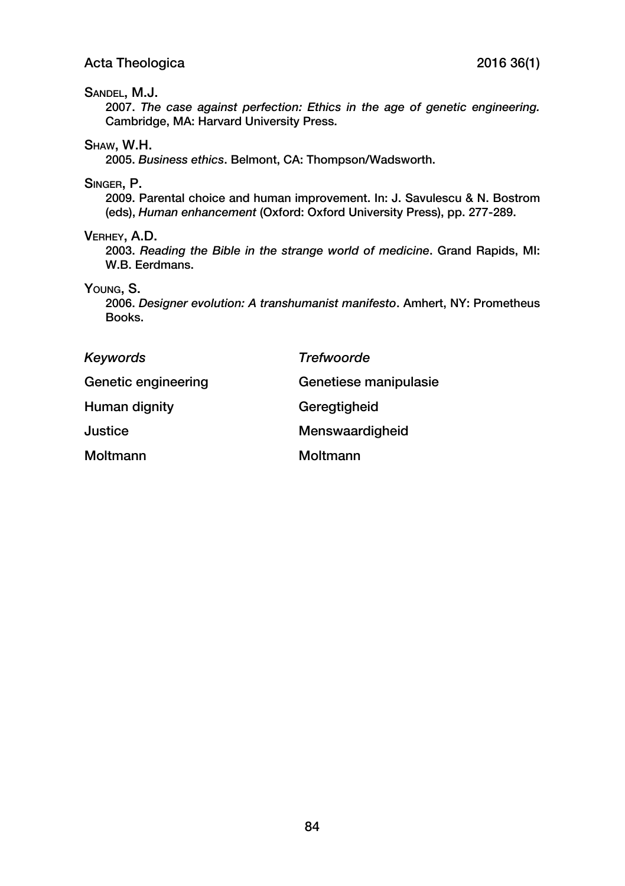Sandel, M.J.

2007. *The case against perfection: Ethics in the age of genetic engineering.* Cambridge, MA: Harvard University Press.

Shaw, W.H.

2005. *Business ethics*. Belmont, CA: Thompson/Wadsworth.

Singer, P.

2009. Parental choice and human improvement. In: J. Savulescu & N. Bostrom (eds), *Human enhancement* (Oxford: Oxford University Press), pp. 277-289.

Verhey, A.D.

2003. *Reading the Bible in the strange world of medicine*. Grand Rapids, MI: W.B. Eerdmans.

Young, S.

2006. *Designer evolution: A transhumanist manifesto*. Amhert, NY: Prometheus Books.

| *Keywords* | *Trefwoorde* |
| --- | --- |
| Genetic engineering | Genetiese manipulasie |
| Human dignity | Geregtigheid |
| Justice | Menswaardigheid |
| Moltmann | Moltmann |